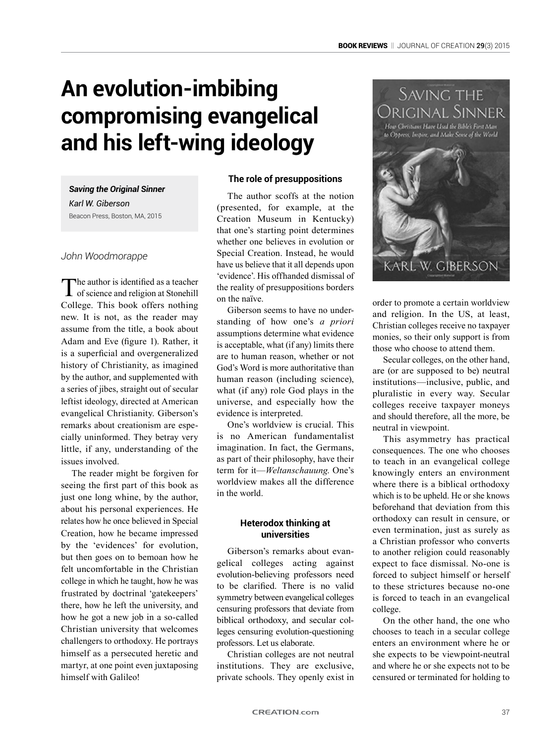# An evolution-imbibing compromising evangelical and his left-wing ideology

***Saving the Original Sinner***
*Karl W. Giberson*
Beacon Press, Boston, MA, 2015

*John Woodmorappe*

The author is identified as a teacher of science and religion at Stonehill College. This book offers nothing new. It is not, as the reader may assume from the title, a book about Adam and Eve (figure 1). Rather, it is a superficial and overgeneralized history of Christianity, as imagined by the author, and supplemented with a series of jibes, straight out of secular leftist ideology, directed at American evangelical Christianity. Giberson's remarks about creationism are especially uninformed. They betray very little, if any, understanding of the issues involved.

The reader might be forgiven for seeing the first part of this book as just one long whine, by the author, about his personal experiences. He relates how he once believed in Special Creation, how he became impressed by the 'evidences' for evolution, but then goes on to bemoan how he felt uncomfortable in the Christian college in which he taught, how he was frustrated by doctrinal 'gatekeepers' there, how he left the university, and how he got a new job in a so-called Christian university that welcomes challengers to orthodoxy. He portrays himself as a persecuted heretic and martyr, at one point even juxtaposing himself with Galileo!

### The role of presuppositions

The author scoffs at the notion (presented, for example, at the Creation Museum in Kentucky) that one's starting point determines whether one believes in evolution or Special Creation. Instead, he would have us believe that it all depends upon 'evidence'. His offhanded dismissal of the reality of presuppositions borders on the naïve.

Giberson seems to have no understanding of how one's *a priori* assumptions determine what evidence is acceptable, what (if any) limits there are to human reason, whether or not God's Word is more authoritative than human reason (including science), what (if any) role God plays in the universe, and especially how the evidence is interpreted.

One's worldview is crucial. This is no American fundamentalist imagination. In fact, the Germans, as part of their philosophy, have their term for it—*Weltanschauung*. One's worldview makes all the difference in the world.

### Heterodox thinking at universities

Giberson's remarks about evangelical colleges acting against evolution-believing professors need to be clarified. There is no valid symmetry between evangelical colleges censuring professors that deviate from biblical orthodoxy, and secular colleges censuring evolution-questioning professors. Let us elaborate.

Christian colleges are not neutral institutions. They are exclusive, private schools. They openly exist in order to promote a certain worldview and religion. In the US, at least, Christian colleges receive no taxpayer monies, so their only support is from those who choose to attend them.

Secular colleges, on the other hand, are (or are supposed to be) neutral institutions—inclusive, public, and pluralistic in every way. Secular colleges receive taxpayer moneys and should therefore, all the more, be neutral in viewpoint.

This asymmetry has practical consequences. The one who chooses to teach in an evangelical college knowingly enters an environment where there is a biblical orthodoxy which is to be upheld. He or she knows beforehand that deviation from this orthodoxy can result in censure, or even termination, just as surely as a Christian professor who converts to another religion could reasonably expect to face dismissal. No-one is forced to subject himself or herself to these strictures because no-one is forced to teach in an evangelical college.

On the other hand, the one who chooses to teach in a secular college enters an environment where he or she expects to be viewpoint-neutral and where he or she expects not to be censured or terminated for holding to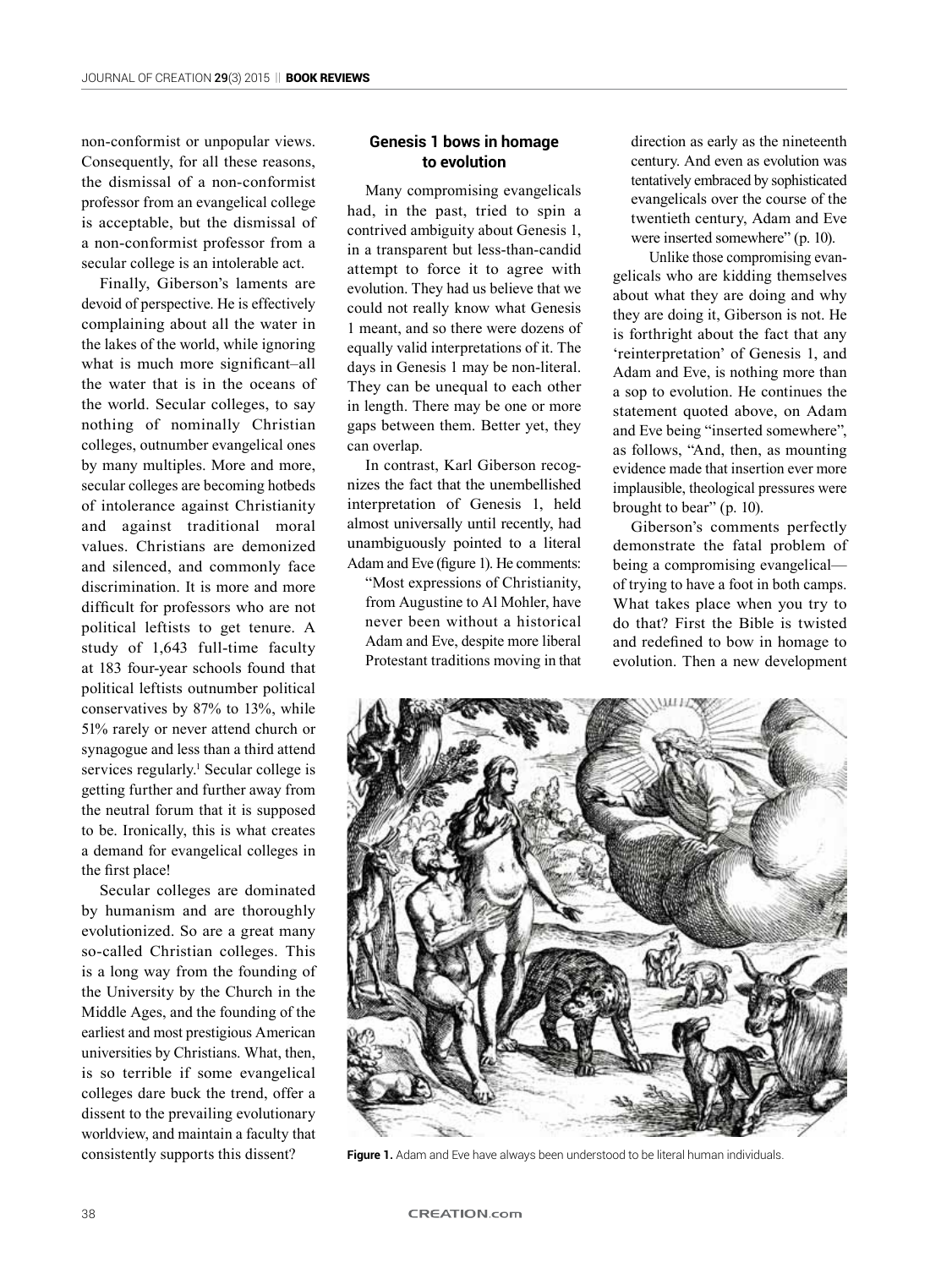non-conformist or unpopular views. Consequently, for all these reasons, the dismissal of a non-conformist professor from an evangelical college is acceptable, but the dismissal of a non-conformist professor from a secular college is an intolerable act.

Finally, Giberson's laments are devoid of perspective. He is effectively complaining about all the water in the lakes of the world, while ignoring what is much more significant–all the water that is in the oceans of the world. Secular colleges, to say nothing of nominally Christian colleges, outnumber evangelical ones by many multiples. More and more, secular colleges are becoming hotbeds of intolerance against Christianity and against traditional moral values. Christians are demonized and silenced, and commonly face discrimination. It is more and more difficult for professors who are not political leftists to get tenure. A study of 1,643 full-time faculty at 183 four-year schools found that political leftists outnumber political conservatives by 87% to 13%, while 51% rarely or never attend church or synagogue and less than a third attend services regularly.[1] Secular college is getting further and further away from the neutral forum that it is supposed to be. Ironically, this is what creates a demand for evangelical colleges in the first place!

Secular colleges are dominated by humanism and are thoroughly evolutionized. So are a great many so-called Christian colleges. This is a long way from the founding of the University by the Church in the Middle Ages, and the founding of the earliest and most prestigious American universities by Christians. What, then, is so terrible if some evangelical colleges dare buck the trend, offer a dissent to the prevailing evolutionary worldview, and maintain a faculty that consistently supports this dissent?

### Genesis 1 bows in homage to evolution

Many compromising evangelicals had, in the past, tried to spin a contrived ambiguity about Genesis 1, in a transparent but less-than-candid attempt to force it to agree with evolution. They had us believe that we could not really know what Genesis 1 meant, and so there were dozens of equally valid interpretations of it. The days in Genesis 1 may be non-literal. They can be unequal to each other in length. There may be one or more gaps between them. Better yet, they can overlap.

In contrast, Karl Giberson recognizes the fact that the unembellished interpretation of Genesis 1, held almost universally until recently, had unambiguously pointed to a literal Adam and Eve (figure 1). He comments:

> "Most expressions of Christianity, from Augustine to Al Mohler, have never been without a historical Adam and Eve, despite more liberal Protestant traditions moving in that direction as early as the nineteenth century. And even as evolution was tentatively embraced by sophisticated evangelicals over the course of the twentieth century, Adam and Eve were inserted somewhere" (p. 10).

Unlike those compromising evangelicals who are kidding themselves about what they are doing and why they are doing it, Giberson is not. He is forthright about the fact that any 'reinterpretation' of Genesis 1, and Adam and Eve, is nothing more than a sop to evolution. He continues the statement quoted above, on Adam and Eve being "inserted somewhere", as follows, "And, then, as mounting evidence made that insertion ever more implausible, theological pressures were brought to bear" (p. 10).

Giberson's comments perfectly demonstrate the fatal problem of being a compromising evangelical—of trying to have a foot in both camps. What takes place when you try to do that? First the Bible is twisted and redefined to bow in homage to evolution. Then a new development

**Figure 1.** Adam and Eve have always been understood to be literal human individuals.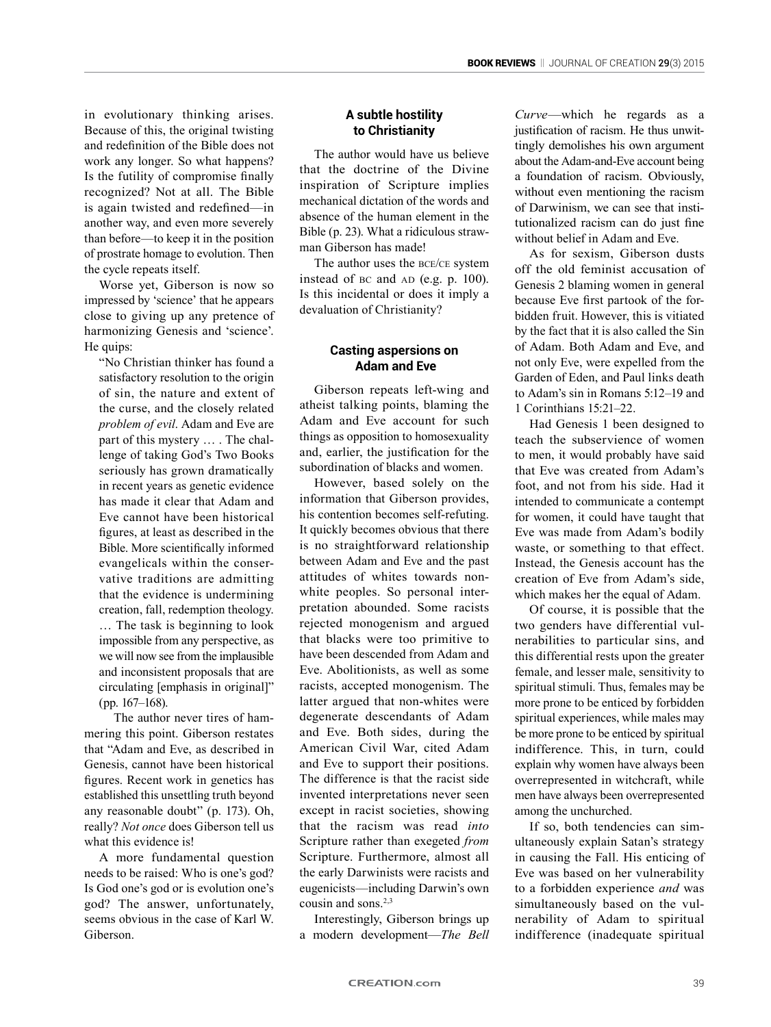in evolutionary thinking arises. Because of this, the original twisting and redefinition of the Bible does not work any longer. So what happens? Is the futility of compromise finally recognized? Not at all. The Bible is again twisted and redefined—in another way, and even more severely than before—to keep it in the position of prostrate homage to evolution. Then the cycle repeats itself.

Worse yet, Giberson is now so impressed by 'science' that he appears close to giving up any pretence of harmonizing Genesis and 'science'. He quips:

> "No Christian thinker has found a satisfactory resolution to the origin of sin, the nature and extent of the curse, and the closely related *problem of evil*. Adam and Eve are part of this mystery … . The challenge of taking God's Two Books seriously has grown dramatically in recent years as genetic evidence has made it clear that Adam and Eve cannot have been historical figures, at least as described in the Bible. More scientifically informed evangelicals within the conservative traditions are admitting that the evidence is undermining creation, fall, redemption theology. … The task is beginning to look impossible from any perspective, as we will now see from the implausible and inconsistent proposals that are circulating [emphasis in original]" (pp. 167–168).

The author never tires of hammering this point. Giberson restates that "Adam and Eve, as described in Genesis, cannot have been historical figures. Recent work in genetics has established this unsettling truth beyond any reasonable doubt" (p. 173). Oh, really? *Not once* does Giberson tell us what this evidence is!

A more fundamental question needs to be raised: Who is one's god? Is God one's god or is evolution one's god? The answer, unfortunately, seems obvious in the case of Karl W. Giberson.

## A subtle hostility to Christianity

The author would have us believe that the doctrine of the Divine inspiration of Scripture implies mechanical dictation of the words and absence of the human element in the Bible (p. 23). What a ridiculous strawman Giberson has made!

The author uses the BCE/CE system instead of BC and AD (e.g. p. 100). Is this incidental or does it imply a devaluation of Christianity?

## Casting aspersions on Adam and Eve

Giberson repeats left-wing and atheist talking points, blaming the Adam and Eve account for such things as opposition to homosexuality and, earlier, the justification for the subordination of blacks and women.

However, based solely on the information that Giberson provides, his contention becomes self-refuting. It quickly becomes obvious that there is no straightforward relationship between Adam and Eve and the past attitudes of whites towards non-white peoples. So personal interpretation abounded. Some racists rejected monogenism and argued that blacks were too primitive to have been descended from Adam and Eve. Abolitionists, as well as some racists, accepted monogenism. The latter argued that non-whites were degenerate descendants of Adam and Eve. Both sides, during the American Civil War, cited Adam and Eve to support their positions. The difference is that the racist side invented interpretations never seen except in racist societies, showing that the racism was read *into* Scripture rather than exegeted *from* Scripture. Furthermore, almost all the early Darwinists were racists and eugenicists—including Darwin's own cousin and sons.[2,3]

Interestingly, Giberson brings up a modern development—*The Bell Curve*—which he regards as a justification of racism. He thus unwittingly demolishes his own argument about the Adam-and-Eve account being a foundation of racism. Obviously, without even mentioning the racism of Darwinism, we can see that institutionalized racism can do just fine without belief in Adam and Eve.

As for sexism, Giberson dusts off the old feminist accusation of Genesis 2 blaming women in general because Eve first partook of the forbidden fruit. However, this is vitiated by the fact that it is also called the Sin of Adam. Both Adam and Eve, and not only Eve, were expelled from the Garden of Eden, and Paul links death to Adam's sin in Romans 5:12–19 and 1 Corinthians 15:21–22.

Had Genesis 1 been designed to teach the subservience of women to men, it would probably have said that Eve was created from Adam's foot, and not from his side. Had it intended to communicate a contempt for women, it could have taught that Eve was made from Adam's bodily waste, or something to that effect. Instead, the Genesis account has the creation of Eve from Adam's side, which makes her the equal of Adam.

Of course, it is possible that the two genders have differential vulnerabilities to particular sins, and this differential rests upon the greater female, and lesser male, sensitivity to spiritual stimuli. Thus, females may be more prone to be enticed by forbidden spiritual experiences, while males may be more prone to be enticed by spiritual indifference. This, in turn, could explain why women have always been overrepresented in witchcraft, while men have always been overrepresented among the unchurched.

If so, both tendencies can simultaneously explain Satan's strategy in causing the Fall. His enticing of Eve was based on her vulnerability to a forbidden experience *and* was simultaneously based on the vulnerability of Adam to spiritual indifference (inadequate spiritual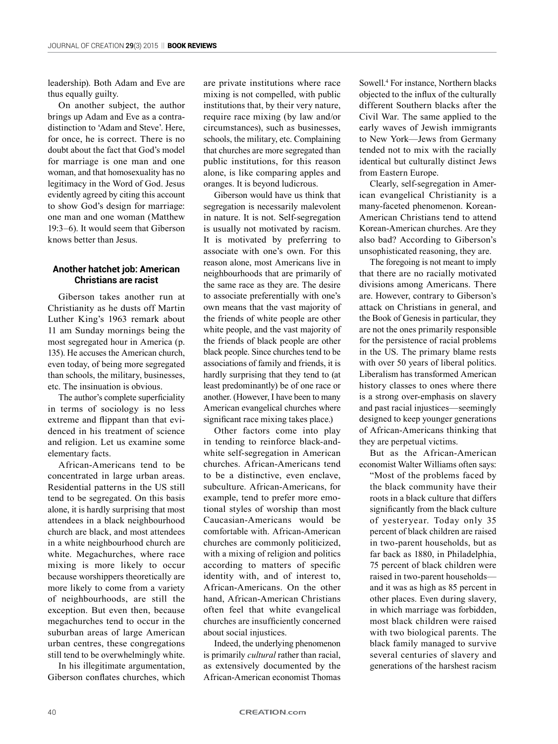leadership). Both Adam and Eve are thus equally guilty.

On another subject, the author brings up Adam and Eve as a contra-distinction to 'Adam and Steve'. Here, for once, he is correct. There is no doubt about the fact that God's model for marriage is one man and one woman, and that homosexuality has no legitimacy in the Word of God. Jesus evidently agreed by citing this account to show God's design for marriage: one man and one woman (Matthew 19:3–6). It would seem that Giberson knows better than Jesus.

### Another hatchet job: American Christians are racist

Giberson takes another run at Christianity as he dusts off Martin Luther King's 1963 remark about 11 am Sunday mornings being the most segregated hour in America (p. 135). He accuses the American church, even today, of being more segregated than schools, the military, businesses, etc. The insinuation is obvious.

The author's complete superficiality in terms of sociology is no less extreme and flippant than that evidenced in his treatment of science and religion. Let us examine some elementary facts.

African-Americans tend to be concentrated in large urban areas. Residential patterns in the US still tend to be segregated. On this basis alone, it is hardly surprising that most attendees in a black neighbourhood church are black, and most attendees in a white neighbourhood church are white. Megachurches, where race mixing is more likely to occur because worshippers theoretically are more likely to come from a variety of neighbourhoods, are still the exception. But even then, because megachurches tend to occur in the suburban areas of large American urban centres, these congregations still tend to be overwhelmingly white.

In his illegitimate argumentation, Giberson conflates churches, which are private institutions where race mixing is not compelled, with public institutions that, by their very nature, require race mixing (by law and/or circumstances), such as businesses, schools, the military, etc. Complaining that churches are more segregated than public institutions, for this reason alone, is like comparing apples and oranges. It is beyond ludicrous.

Giberson would have us think that segregation is necessarily malevolent in nature. It is not. Self-segregation is usually not motivated by racism. It is motivated by preferring to associate with one's own. For this reason alone, most Americans live in neighbourhoods that are primarily of the same race as they are. The desire to associate preferentially with one's own means that the vast majority of the friends of white people are other white people, and the vast majority of the friends of black people are other black people. Since churches tend to be associations of family and friends, it is hardly surprising that they tend to (at least predominantly) be of one race or another. (However, I have been to many American evangelical churches where significant race mixing takes place.)

Other factors come into play in tending to reinforce black-and-white self-segregation in American churches. African-Americans tend to be a distinctive, even enclave, subculture. African-Americans, for example, tend to prefer more emotional styles of worship than most Caucasian-Americans would be comfortable with. African-American churches are commonly politicized, with a mixing of religion and politics according to matters of specific identity with, and of interest to, African-Americans. On the other hand, African-American Christians often feel that white evangelical churches are insufficiently concerned about social injustices.

Indeed, the underlying phenomenon is primarily *cultural* rather than racial, as extensively documented by the African-American economist Thomas Sowell.[4] For instance, Northern blacks objected to the influx of the culturally different Southern blacks after the Civil War. The same applied to the early waves of Jewish immigrants to New York—Jews from Germany tended not to mix with the racially identical but culturally distinct Jews from Eastern Europe.

Clearly, self-segregation in American evangelical Christianity is a many-faceted phenomenon. Korean-American Christians tend to attend Korean-American churches. Are they also bad? According to Giberson's unsophisticated reasoning, they are.

The foregoing is not meant to imply that there are no racially motivated divisions among Americans. There are. However, contrary to Giberson's attack on Christians in general, and the Book of Genesis in particular, they are not the ones primarily responsible for the persistence of racial problems in the US. The primary blame rests with over 50 years of liberal politics. Liberalism has transformed American history classes to ones where there is a strong over-emphasis on slavery and past racial injustices—seemingly designed to keep younger generations of African-Americans thinking that they are perpetual victims.

But as the African-American economist Walter Williams often says:

> "Most of the problems faced by the black community have their roots in a black culture that differs significantly from the black culture of yesteryear. Today only 35 percent of black children are raised in two-parent households, but as far back as 1880, in Philadelphia, 75 percent of black children were raised in two-parent households—and it was as high as 85 percent in other places. Even during slavery, in which marriage was forbidden, most black children were raised with two biological parents. The black family managed to survive several centuries of slavery and generations of the harshest racism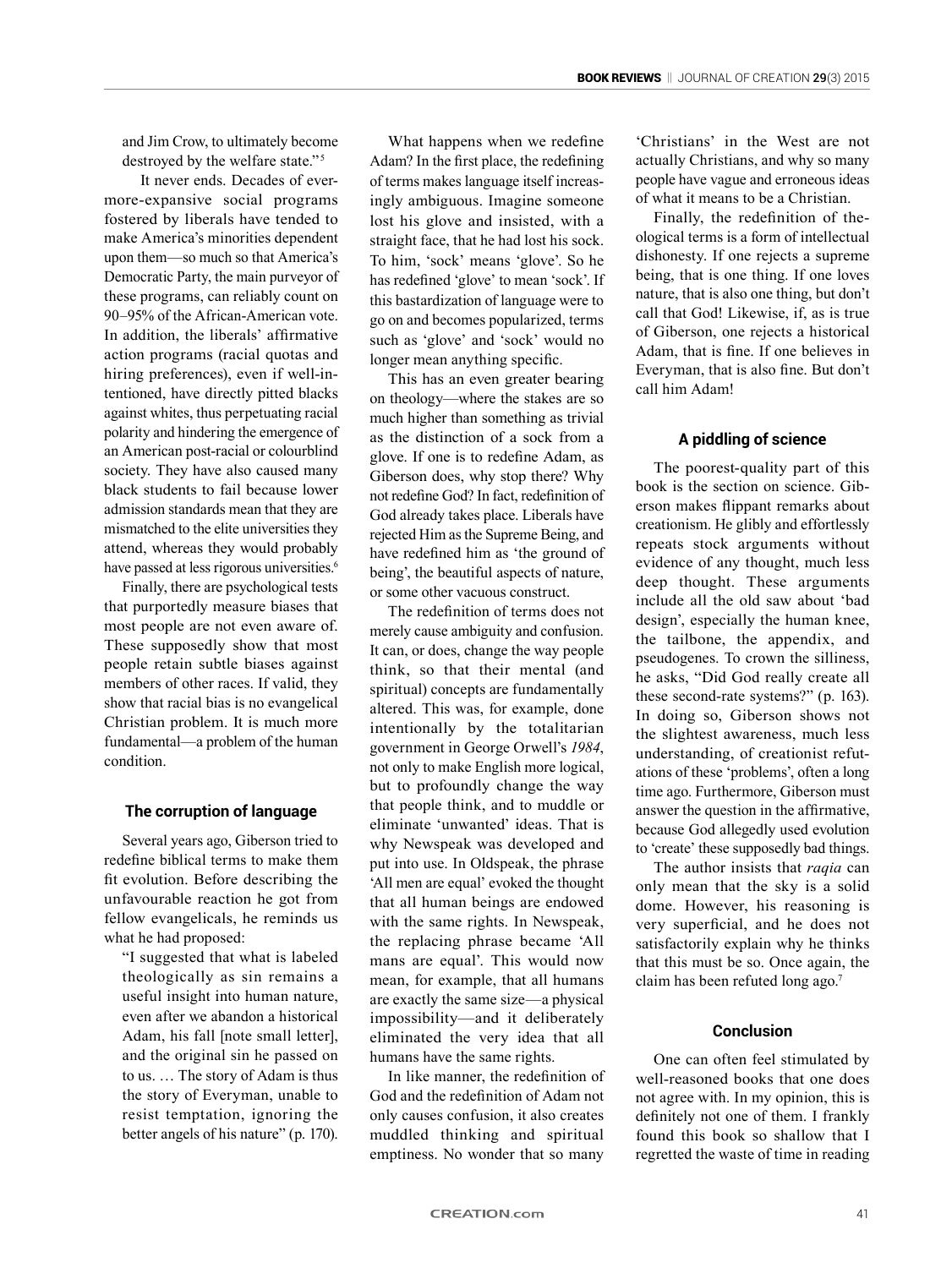and Jim Crow, to ultimately become destroyed by the welfare state."[5]

It never ends. Decades of ever-more-expansive social programs fostered by liberals have tended to make America's minorities dependent upon them—so much so that America's Democratic Party, the main purveyor of these programs, can reliably count on 90–95% of the African-American vote. In addition, the liberals' affirmative action programs (racial quotas and hiring preferences), even if well-intentioned, have directly pitted blacks against whites, thus perpetuating racial polarity and hindering the emergence of an American post-racial or colourblind society. They have also caused many black students to fail because lower admission standards mean that they are mismatched to the elite universities they attend, whereas they would probably have passed at less rigorous universities.[6]

Finally, there are psychological tests that purportedly measure biases that most people are not even aware of. These supposedly show that most people retain subtle biases against members of other races. If valid, they show that racial bias is no evangelical Christian problem. It is much more fundamental—a problem of the human condition.

### The corruption of language

Several years ago, Giberson tried to redefine biblical terms to make them fit evolution. Before describing the unfavourable reaction he got from fellow evangelicals, he reminds us what he had proposed:

> "I suggested that what is labeled theologically as sin remains a useful insight into human nature, even after we abandon a historical Adam, his fall [note small letter], and the original sin he passed on to us. … The story of Adam is thus the story of Everyman, unable to resist temptation, ignoring the better angels of his nature" (p. 170).

What happens when we redefine Adam? In the first place, the redefining of terms makes language itself increasingly ambiguous. Imagine someone lost his glove and insisted, with a straight face, that he had lost his sock. To him, 'sock' means 'glove'. So he has redefined 'glove' to mean 'sock'. If this bastardization of language were to go on and becomes popularized, terms such as 'glove' and 'sock' would no longer mean anything specific.

This has an even greater bearing on theology—where the stakes are so much higher than something as trivial as the distinction of a sock from a glove. If one is to redefine Adam, as Giberson does, why stop there? Why not redefine God? In fact, redefinition of God already takes place. Liberals have rejected Him as the Supreme Being, and have redefined him as 'the ground of being', the beautiful aspects of nature, or some other vacuous construct.

The redefinition of terms does not merely cause ambiguity and confusion. It can, or does, change the way people think, so that their mental (and spiritual) concepts are fundamentally altered. This was, for example, done intentionally by the totalitarian government in George Orwell's *1984*, not only to make English more logical, but to profoundly change the way that people think, and to muddle or eliminate 'unwanted' ideas. That is why Newspeak was developed and put into use. In Oldspeak, the phrase 'All men are equal' evoked the thought that all human beings are endowed with the same rights. In Newspeak, the replacing phrase became 'All mans are equal'. This would now mean, for example, that all humans are exactly the same size—a physical impossibility—and it deliberately eliminated the very idea that all humans have the same rights.

In like manner, the redefinition of God and the redefinition of Adam not only causes confusion, it also creates muddled thinking and spiritual emptiness. No wonder that so many 'Christians' in the West are not actually Christians, and why so many people have vague and erroneous ideas of what it means to be a Christian.

Finally, the redefinition of theological terms is a form of intellectual dishonesty. If one rejects a supreme being, that is one thing. If one loves nature, that is also one thing, but don't call that God! Likewise, if, as is true of Giberson, one rejects a historical Adam, that is fine. If one believes in Everyman, that is also fine. But don't call him Adam!

### A piddling of science

The poorest-quality part of this book is the section on science. Giberson makes flippant remarks about creationism. He glibly and effortlessly repeats stock arguments without evidence of any thought, much less deep thought. These arguments include all the old saw about 'bad design', especially the human knee, the tailbone, the appendix, and pseudogenes. To crown the silliness, he asks, "Did God really create all these second-rate systems?" (p. 163). In doing so, Giberson shows not the slightest awareness, much less understanding, of creationist refutations of these 'problems', often a long time ago. Furthermore, Giberson must answer the question in the affirmative, because God allegedly used evolution to 'create' these supposedly bad things.

The author insists that *raqia* can only mean that the sky is a solid dome. However, his reasoning is very superficial, and he does not satisfactorily explain why he thinks that this must be so. Once again, the claim has been refuted long ago.[7]

### Conclusion

One can often feel stimulated by well-reasoned books that one does not agree with. In my opinion, this is definitely not one of them. I frankly found this book so shallow that I regretted the waste of time in reading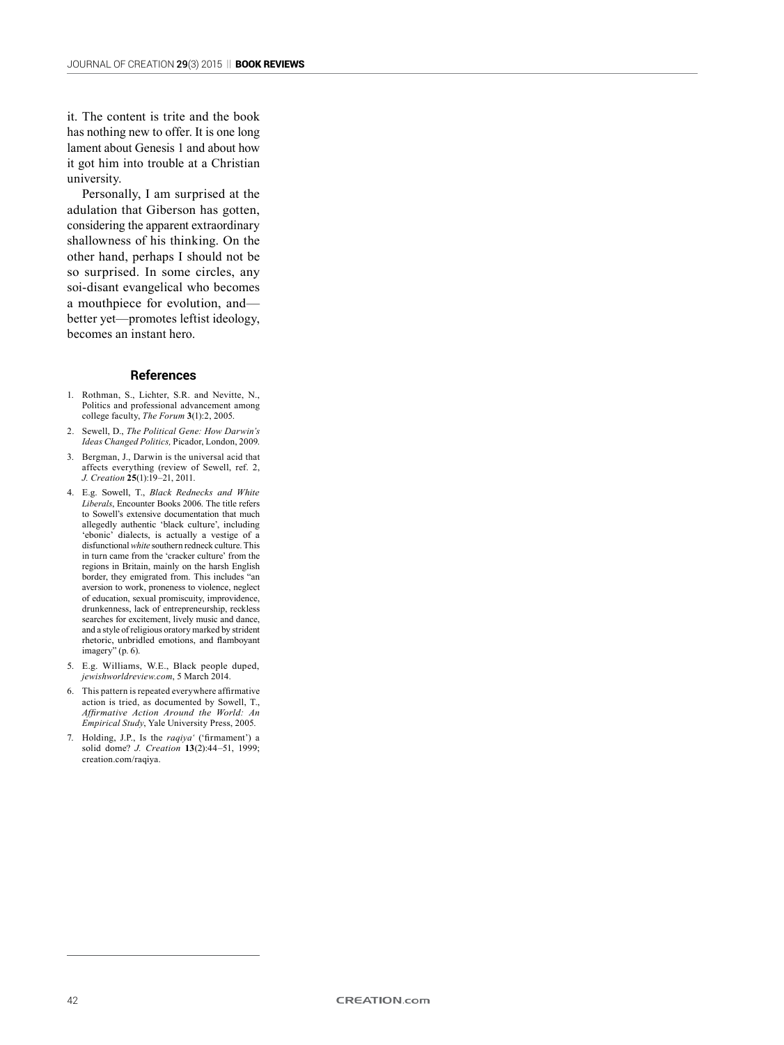it. The content is trite and the book has nothing new to offer. It is one long lament about Genesis 1 and about how it got him into trouble at a Christian university.

Personally, I am surprised at the adulation that Giberson has gotten, considering the apparent extraordinary shallowness of his thinking. On the other hand, perhaps I should not be so surprised. In some circles, any soi-disant evangelical who becomes a mouthpiece for evolution, and—better yet—promotes leftist ideology, becomes an instant hero.

## References

1. Rothman, S., Lichter, S.R. and Nevitte, N., Politics and professional advancement among college faculty, *The Forum* **3**(1):2, 2005.
2. Sewell, D., *The Political Gene: How Darwin's Ideas Changed Politics,* Picador, London, 2009.
3. Bergman, J., Darwin is the universal acid that affects everything (review of Sewell, ref. 2, *J. Creation* **25**(1):19–21, 2011.
4. E.g. Sowell, T., *Black Rednecks and White Liberals*, Encounter Books 2006. The title refers to Sowell's extensive documentation that much allegedly authentic 'black culture', including 'ebonic' dialects, is actually a vestige of a disfunctional *white* southern redneck culture. This in turn came from the 'cracker culture' from the regions in Britain, mainly on the harsh English border, they emigrated from. This includes "an aversion to work, proneness to violence, neglect of education, sexual promiscuity, improvidence, drunkenness, lack of entrepreneurship, reckless searches for excitement, lively music and dance, and a style of religious oratory marked by strident rhetoric, unbridled emotions, and flamboyant imagery" (p. 6).
5. E.g. Williams, W.E., Black people duped, *jewishworldreview.com*, 5 March 2014.
6. This pattern is repeated everywhere affirmative action is tried, as documented by Sowell, T., *Affirmative Action Around the World: An Empirical Study*, Yale University Press, 2005.
7. Holding, J.P., Is the *raqiya'* ('firmament') a solid dome? *J. Creation* **13**(2):44–51, 1999; creation.com/raqiya.